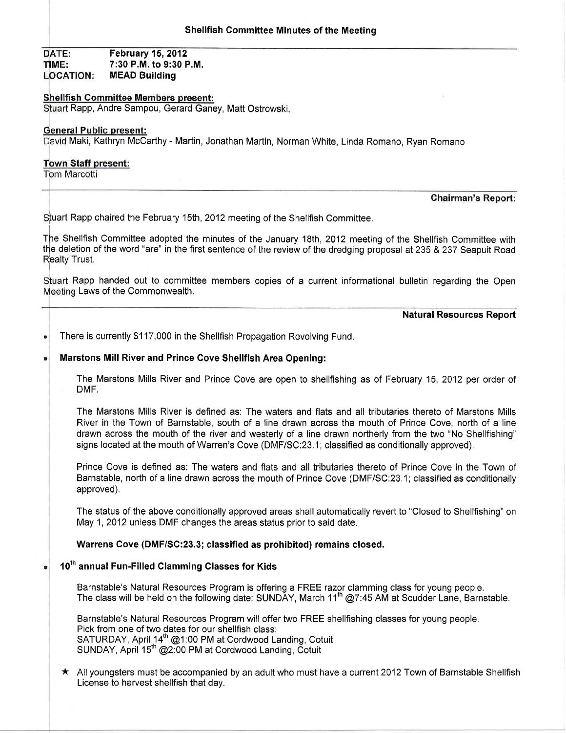# Shellfish Committee Minutes of the Meeting

**DATE:** February 15, 2012
**TIME:** 7:30 P.M. to 9:30 P.M.
**LOCATION:** MEAD Building

**Shellfish Committee Members present:**
Stuart Rapp, Andre Sampou, Gerard Ganey, Matt Ostrowski,

**General Public present:**
David Maki, Kathryn McCarthy - Martin, Jonathan Martin, Norman White, Linda Romano, Ryan Romano

**Town Staff present:**
Tom Marcotti

## Chairman's Report:

Stuart Rapp chaired the February 15th, 2012 meeting of the Shellfish Committee.

The Shellfish Committee adopted the minutes of the January 18th, 2012 meeting of the Shellfish Committee with the deletion of the word "are" in the first sentence of the review of the dredging proposal at 235 & 237 Seapuit Road Realty Trust.

Stuart Rapp handed out to committee members copies of a current informational bulletin regarding the Open Meeting Laws of the Commonwealth.

## Natural Resources Report

- There is currently $117,000 in the Shellfish Propagation Revolving Fund.
- **Marstons Mill River and Prince Cove Shellfish Area Opening:**

  The Marstons Mills River and Prince Cove are open to shellfishing as of February 15, 2012 per order of DMF.

  The Marstons Mills River is defined as: The waters and flats and all tributaries thereto of Marstons Mills River in the Town of Barnstable, south of a line drawn across the mouth of Prince Cove, north of a line drawn across the mouth of the river and westerly of a line drawn northerly from the two "No Shellfishing" signs located at the mouth of Warren's Cove (DMF/SC:23.1; classified as conditionally approved).

  Prince Cove is defined as: The waters and flats and all tributaries thereto of Prince Cove in the Town of Barnstable, north of a line drawn across the mouth of Prince Cove (DMF/SC:23.1; classified as conditionally approved).

  The status of the above conditionally approved areas shall automatically revert to "Closed to Shellfishing" on May 1, 2012 unless DMF changes the areas status prior to said date.

  **Warrens Cove (DMF/SC:23.3; classified as prohibited) remains closed.**

- **10th annual Fun-Filled Clamming Classes for Kids**

  Barnstable's Natural Resources Program is offering a FREE razor clamming class for young people. The class will be held on the following date: SUNDAY, March 11th @7:45 AM at Scudder Lane, Barnstable.

  Barnstable's Natural Resources Program will offer two FREE shellfishing classes for young people.
  Pick from one of two dates for our shellfish class:
  SATURDAY, April 14th @1:00 PM at Cordwood Landing, Cotuit
  SUNDAY, April 15th @2:00 PM at Cordwood Landing, Cotuit

  ★ All youngsters must be accompanied by an adult who must have a current 2012 Town of Barnstable Shellfish License to harvest shellfish that day.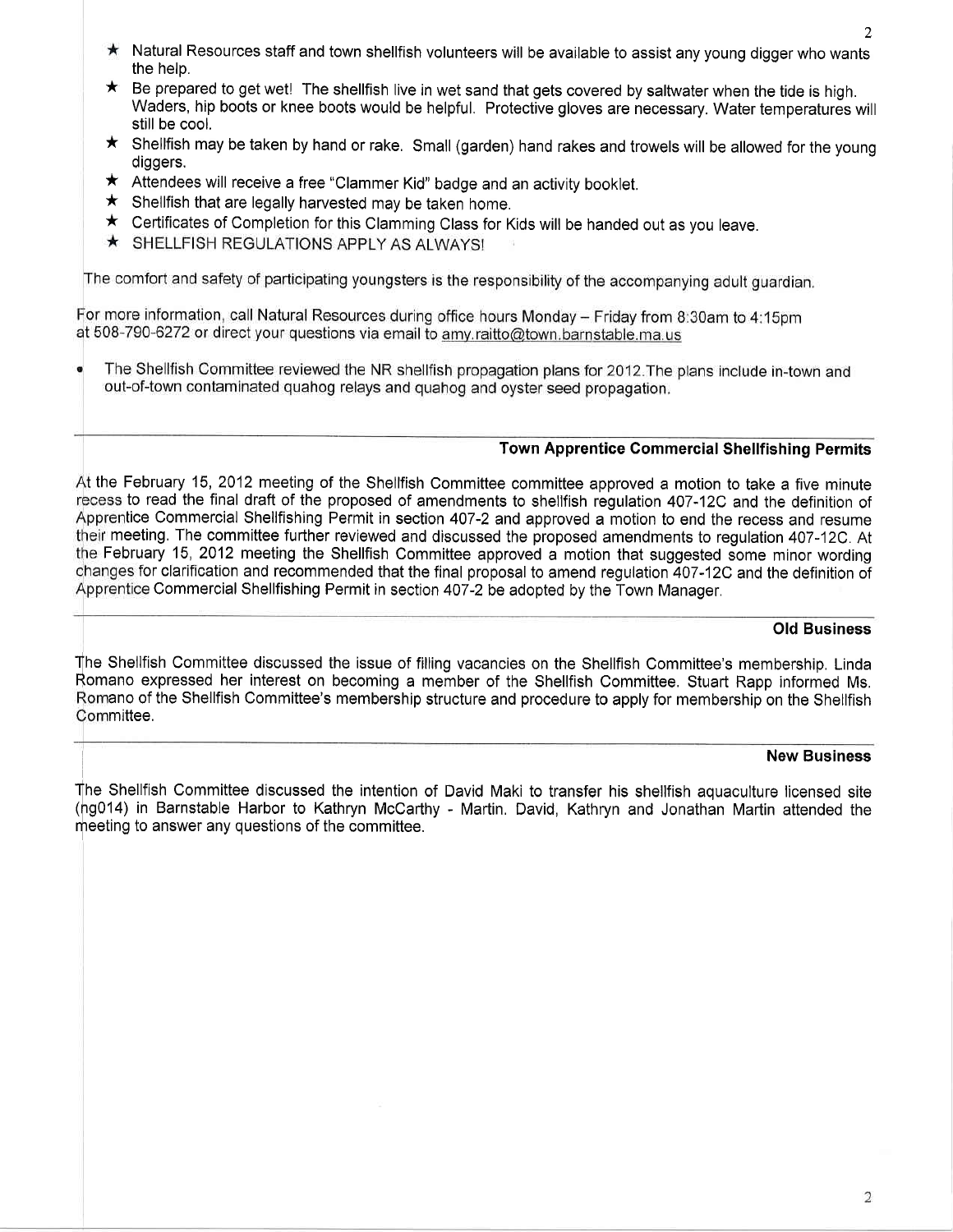★ Natural Resources staff and town shellfish volunteers will be available to assist any young digger who wants the help.

★ Be prepared to get wet! The shellfish live in wet sand that gets covered by saltwater when the tide is high. Waders, hip boots or knee boots would be helpful. Protective gloves are necessary. Water temperatures will still be cool.

★ Shellfish may be taken by hand or rake. Small (garden) hand rakes and trowels will be allowed for the young diggers.

★ Attendees will receive a free "Clammer Kid" badge and an activity booklet.

★ Shellfish that are legally harvested may be taken home.

★ Certificates of Completion for this Clamming Class for Kids will be handed out as you leave.

★ SHELLFISH REGULATIONS APPLY AS ALWAYS!

The comfort and safety of participating youngsters is the responsibility of the accompanying adult guardian.

For more information, call Natural Resources during office hours Monday – Friday from 8:30am to 4:15pm at 508-790-6272 or direct your questions via email to amy.raitto@town.barnstable.ma.us

- The Shellfish Committee reviewed the NR shellfish propagation plans for 2012.The plans include in-town and out-of-town contaminated quahog relays and quahog and oyster seed propagation.

### Town Apprentice Commercial Shellfishing Permits

At the February 15, 2012 meeting of the Shellfish Committee committee approved a motion to take a five minute recess to read the final draft of the proposed of amendments to shellfish regulation 407-12C and the definition of Apprentice Commercial Shellfishing Permit in section 407-2 and approved a motion to end the recess and resume their meeting. The committee further reviewed and discussed the proposed amendments to regulation 407-12C. At the February 15, 2012 meeting the Shellfish Committee approved a motion that suggested some minor wording changes for clarification and recommended that the final proposal to amend regulation 407-12C and the definition of Apprentice Commercial Shellfishing Permit in section 407-2 be adopted by the Town Manager.

### Old Business

The Shellfish Committee discussed the issue of filling vacancies on the Shellfish Committee's membership. Linda Romano expressed her interest on becoming a member of the Shellfish Committee. Stuart Rapp informed Ms. Romano of the Shellfish Committee's membership structure and procedure to apply for membership on the Shellfish Committee.

### New Business

The Shellfish Committee discussed the intention of David Maki to transfer his shellfish aquaculture licensed site (hg014) in Barnstable Harbor to Kathryn McCarthy - Martin. David, Kathryn and Jonathan Martin attended the meeting to answer any questions of the committee.